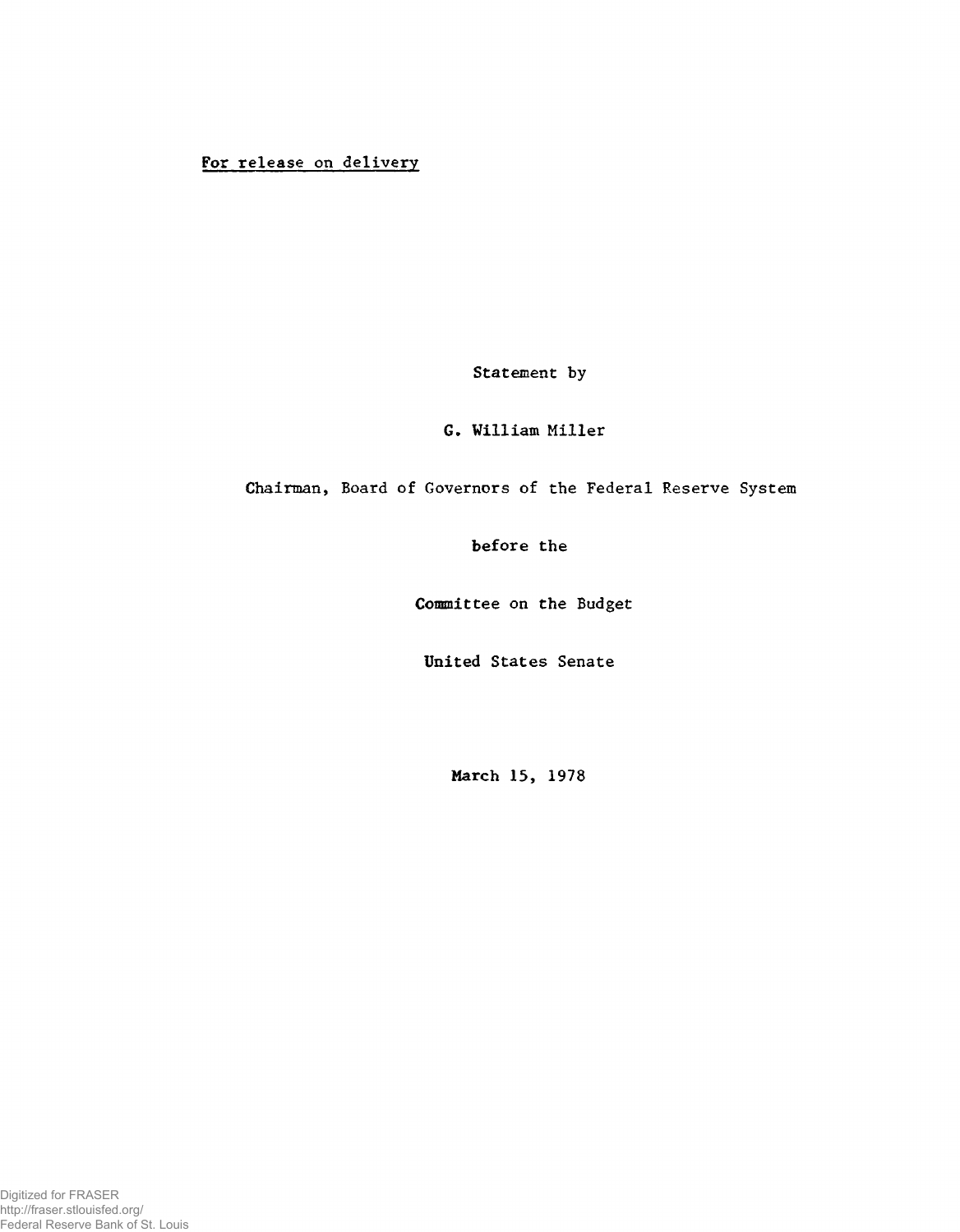For release on delivery

Statement by

G. William Miller

Chairman, Board of Governors of the Federal Reserve System

before the

Committee on the Budget

United States Senate

March 15, 1978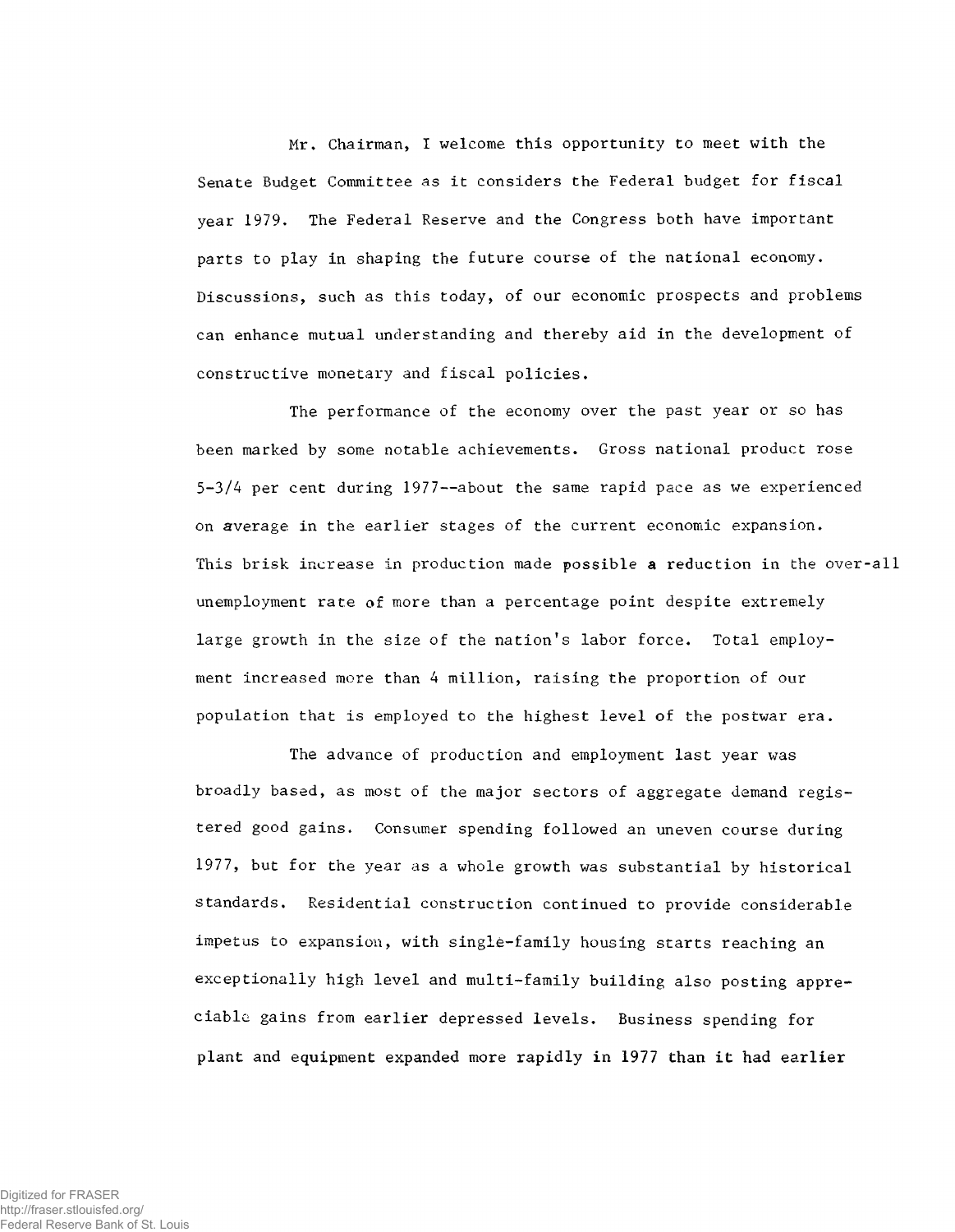Mr. Chairman, I welcome this opportunity to meet with the Senate Budget Committee as it considers the Federal budget for fiscal year 1979. The Federal Reserve and the Congress both have important parts to play in shaping the future course of the national economy. Discussions, such as this today, of our economic prospects and problems can enhance mutual understanding and thereby aid in the development of constructive monetary and fiscal policies.

The performance of the economy over the past year or so has been marked by some notable achievements. Gross national product rose 5-3/4 per cent during 1977--about the same rapid pace as we experienced on average in the earlier stages of the current economic expansion. This brisk increase in production made possible a reduction in the over-all unemployment rate of more than a percentage point despite extremely large growth in the size of the nation's labor force. Total employment increased more than 4 million, raising the proportion of our population that is employed to the highest level of the postwar era.

The advance of production and employment last year was broadly based, as most of the major sectors of aggregate demand registered good gains. Consumer spending followed an uneven course during 1977, but for the year as a whole growth was substantial by historical standards. Residential construction continued to provide considerable impetus to expansion, with single-family housing starts reaching an exceptionally high level and multi-family building also posting appreciable gains from earlier depressed levels. Business spending for plant and equipment expanded more rapidly in 1977 than it had earlier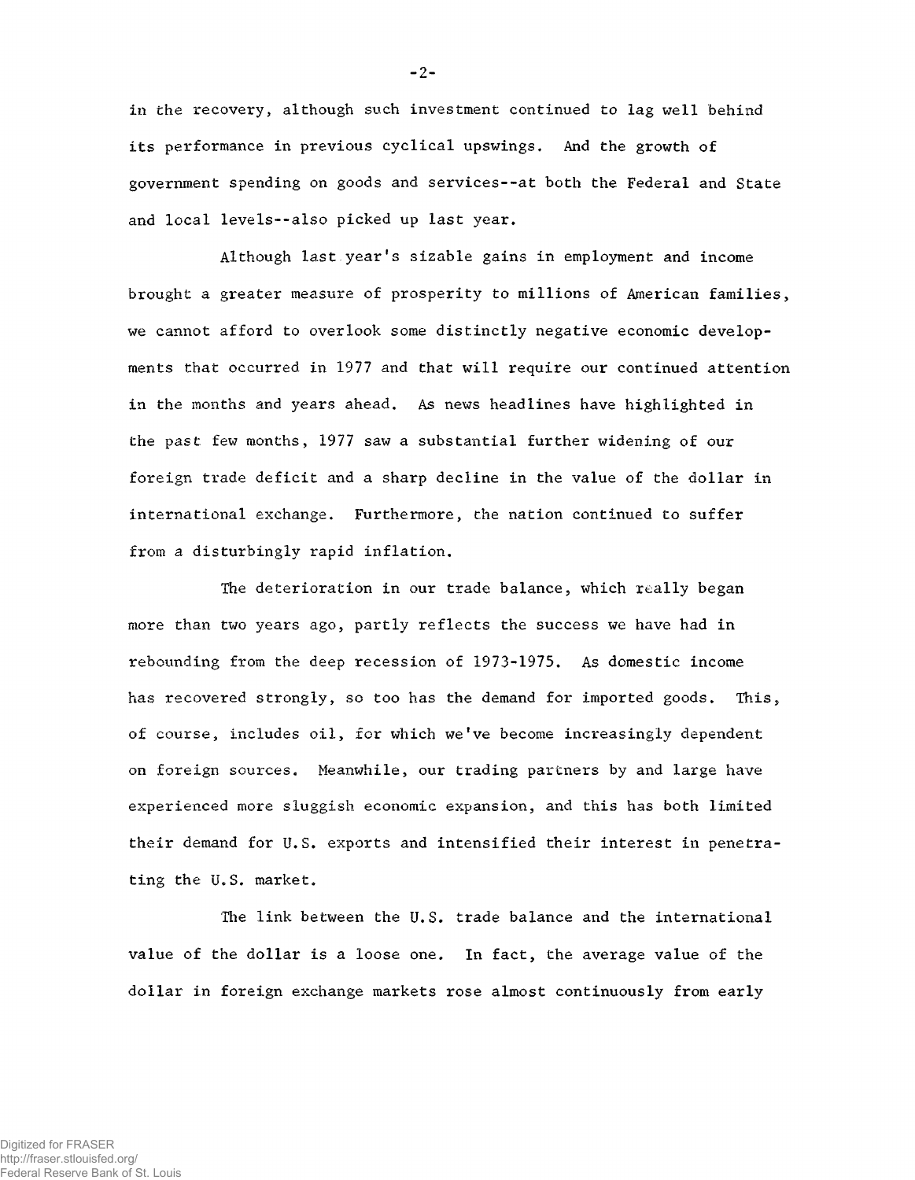in the recovery, although such investment continued to lag well behind its performance in previous cyclical upswings. And the growth of government spending on goods and services--at both the Federal and State and local levels--also picked up last year.

Although last year's sizable gains in employment and income brought a greater measure of prosperity to millions of American families, we cannot afford to overlook some distinctly negative economic developments that occurred in 1977 and that will require our continued attention in the months and years ahead. As news headlines have highlighted in the past few months, 1977 saw a substantial further widening of our foreign trade deficit and a sharp decline in the value of the dollar in international exchange. Furthermore, the nation continued to suffer from a disturbingly rapid inflation.

The deterioration in our trade balance, which really began more than two years ago, partly reflects the success we have had in rebounding from the deep recession of 1973-1975. As domestic income has recovered strongly, so too has the demand for imported goods. This, of course, includes oil, for which we've become increasingly dependent on foreign sources. Meanwhile, our trading partners by and large have experienced more sluggish economic expansion, and this has both limited their demand for U.S. exports and intensified their interest in penetrating the U.S. market.

The link between the U.S. trade balance and the international value of the dollar is a loose one. In fact, the average value of the dollar in foreign exchange markets rose almost continuously from early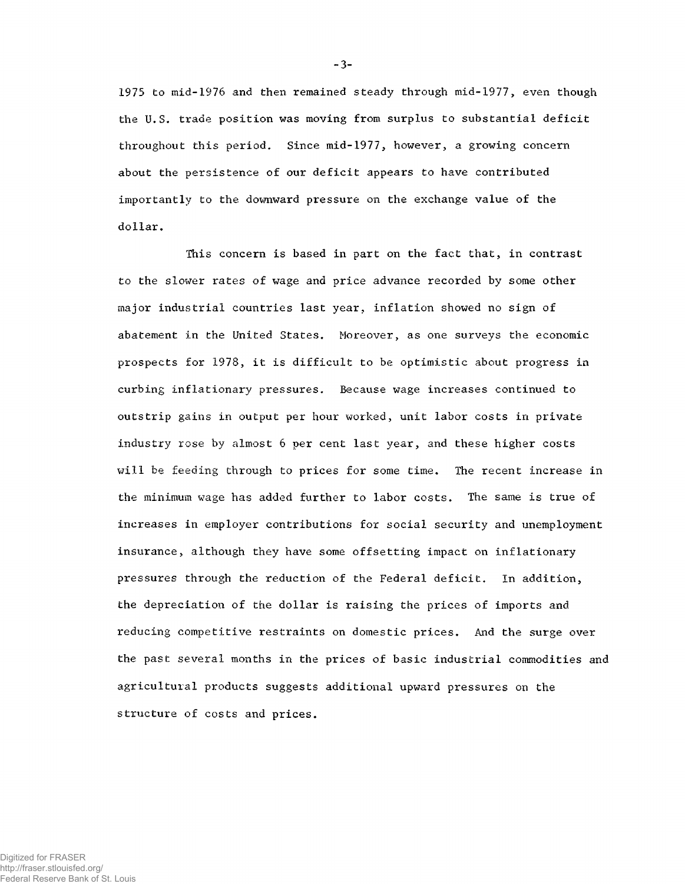1975 to mid-1976 and then remained steady through mid-1977, even though the U.S. trade position was moving from surplus to substantial deficit throughout this period. Since mid-1977, however, a growing concern about the persistence of our deficit appears to have contributed importantly to the downward pressure on the exchange value of the dollar.

This concern is based in part on the fact that, in contrast to the slower rates of wage and price advance recorded by some other major industrial countries last year, inflation showed no sign of abatement in the United States. Moreover, as one surveys the economic prospects for 1978, it is difficult to be optimistic about progress in curbing inflationary pressures. Because wage increases continued to outstrip gains in output per hour worked, unit labor costs in private industry rose by almost 6 per cent last year, and these higher costs will be feeding through to prices for some time. The recent increase in the minimum wage has added further to labor costs. The same is true of increases in employer contributions for social security and unemployment insurance, although they have some offsetting impact on inflationary pressures through the reduction of the Federal deficit. In addition, the depreciation of the dollar is raising the prices of imports and reducing competitive restraints on domestic prices. And the surge over the past several months in the prices of basic industrial commodities and agricultural products suggests additional upward pressures on the structure of costs and prices.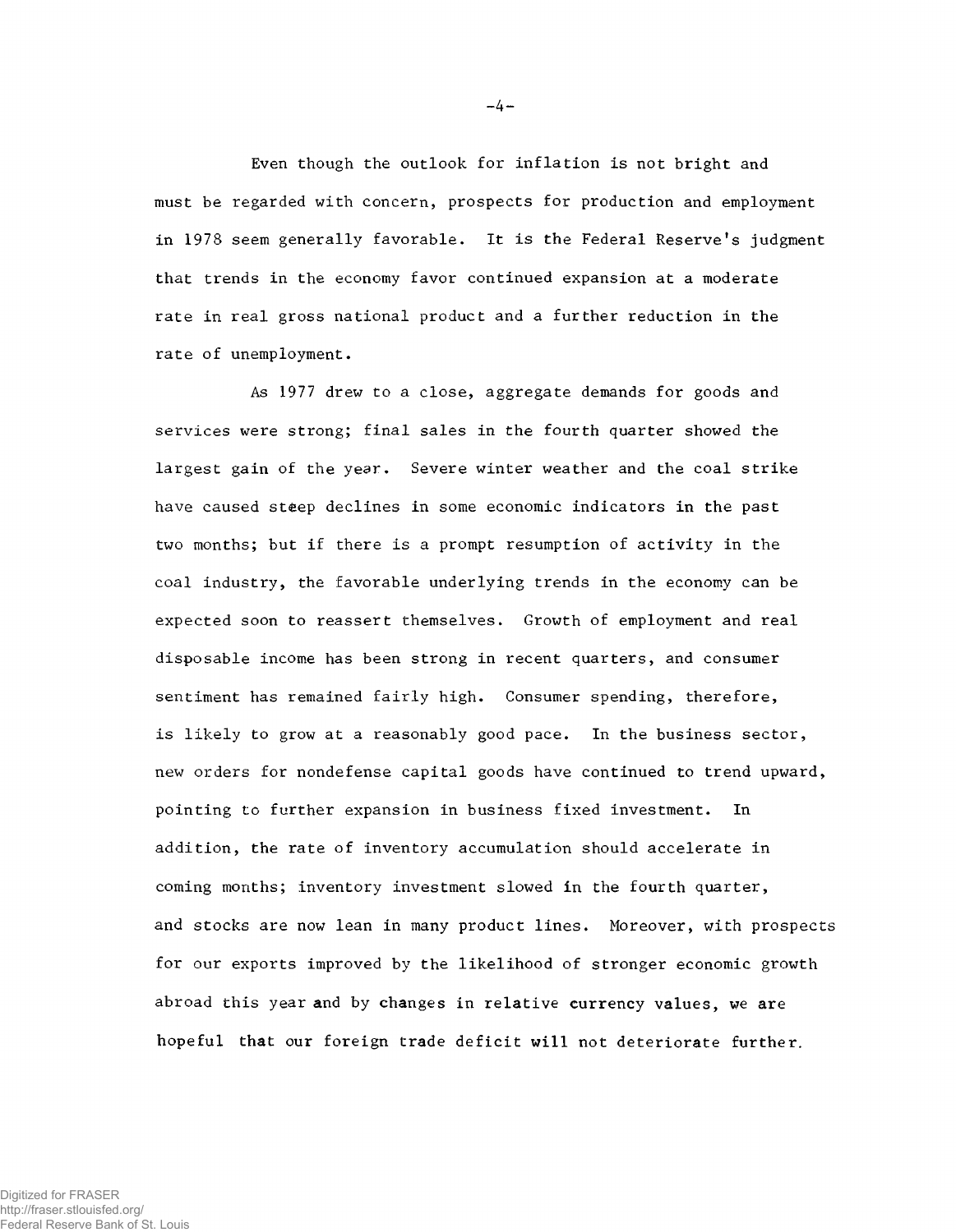Even though the outlook for inflation is not bright and must be regarded with concern, prospects for production and employment in 1978 seem generally favorable. It is the Federal Reserve's judgment that trends in the economy favor continued expansion at a moderate rate in real gross national product and a further reduction in the rate of unemployment.

As 1977 drew to a close, aggregate demands for goods and services were strong; final sales in the fourth quarter showed the largest gain of the year. Severe winter weather and the coal strike have caused steep declines in some economic indicators in the past two months; but if there is a prompt resumption of activity in the coal industry, the favorable underlying trends in the economy can be expected soon to reassert themselves. Growth of employment and real disposable income has been strong in recent quarters, and consumer sentiment has remained fairly high. Consumer spending, therefore, is likely to grow at a reasonably good pace. In the business sector, new orders for nondefense capital goods have continued to trend upward, pointing to further expansion in business fixed investment. In addition, the rate of inventory accumulation should accelerate in coming months; inventory investment slowed in the fourth quarter, and stocks are now lean in many product lines. Moreover, with prospects for our exports improved by the likelihood of stronger economic growth abroad this year and by changes in relative currency values, we are hopeful that our foreign trade deficit will not deteriorate further.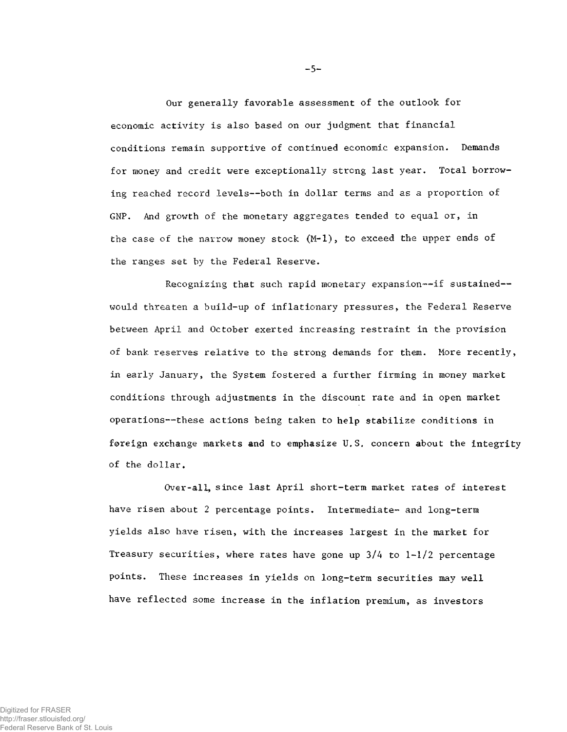Our generally favorable assessment of the outlook for economic activity is also based on our judgment that financial conditions remain supportive of continued economic expansion. Demands for money and credit were exceptionally strong last year. Total borrowing reached record levels--both in dollar terms and as a proportion of GNP. And growth of the monetary aggregates tended to equal or, in the case of the narrow money stock (M-1), to exceed the upper ends of the ranges set by the Federal Reserve.

Recognizing that such rapid monetary expansion--if sustained--would threaten a build-up of inflationary pressures, the Federal Reserve between April and October exerted increasing restraint in the provision of bank reserves relative to the strong demands for them. More recently, in early January, the System fostered a further firming in money market conditions through adjustments in the discount rate and in open market operations--these actions being taken to help stabilize conditions in foreign exchange markets and to emphasize U.S. concern about the integrity of the dollar.

Over-all, since last April short-term market rates of interest have risen about 2 percentage points. Intermediate- and long-term yields also have risen, with the increases largest in the market for Treasury securities, where rates have gone up 3/4 to 1-1/2 percentage points. These increases in yields on long-term securities may well have reflected some increase in the inflation premium, as investors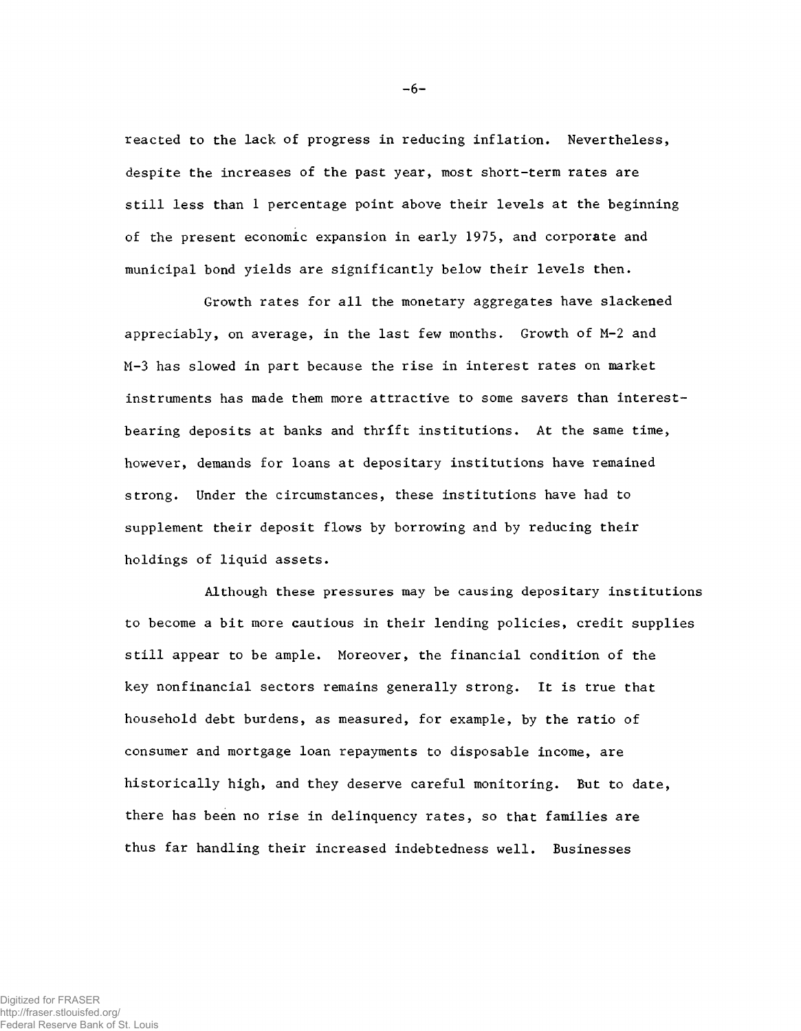reacted to the lack of progress in reducing inflation. Nevertheless, despite the increases of the past year, most short-term rates are still less than 1 percentage point above their levels at the beginning of the present economic expansion in early 1975, and corporate and municipal bond yields are significantly below their levels then.

Growth rates for all the monetary aggregates have slackened appreciably, on average, in the last few months. Growth of M-2 and M-3 has slowed in part because the rise in interest rates on market instruments has made them more attractive to some savers than interest-bearing deposits at banks and thrift institutions. At the same time, however, demands for loans at depositary institutions have remained strong. Under the circumstances, these institutions have had to supplement their deposit flows by borrowing and by reducing their holdings of liquid assets.

Although these pressures may be causing depositary institutions to become a bit more cautious in their lending policies, credit supplies still appear to be ample. Moreover, the financial condition of the key nonfinancial sectors remains generally strong. It is true that household debt burdens, as measured, for example, by the ratio of consumer and mortgage loan repayments to disposable income, are historically high, and they deserve careful monitoring. But to date, there has been no rise in delinquency rates, so that families are thus far handling their increased indebtedness well. Businesses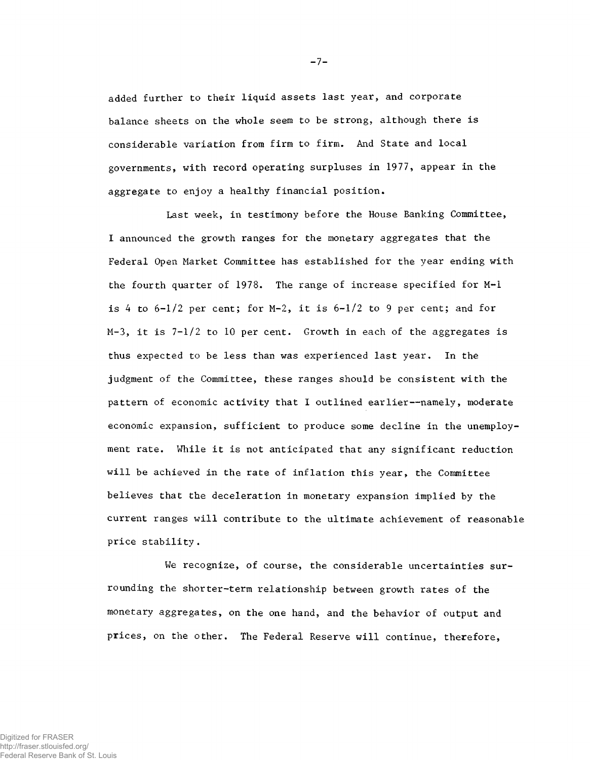added further to their liquid assets last year, and corporate balance sheets on the whole seem to be strong, although there is considerable variation from firm to firm. And State and local governments, with record operating surpluses in 1977, appear in the aggregate to enjoy a healthy financial position.

Last week, in testimony before the House Banking Committee, I announced the growth ranges for the monetary aggregates that the Federal Open Market Committee has established for the year ending with the fourth quarter of 1978. The range of increase specified for M-1 is 4 to 6-1/2 per cent; for M-2, it is 6-1/2 to 9 per cent; and for M-3, it is 7-1/2 to 10 per cent. Growth in each of the aggregates is thus expected to be less than was experienced last year. In the judgment of the Committee, these ranges should be consistent with the pattern of economic activity that I outlined earlier--namely, moderate economic expansion, sufficient to produce some decline in the unemployment rate. While it is not anticipated that any significant reduction will be achieved in the rate of inflation this year, the Committee believes that the deceleration in monetary expansion implied by the current ranges will contribute to the ultimate achievement of reasonable price stability.

We recognize, of course, the considerable uncertainties surrounding the shorter-term relationship between growth rates of the monetary aggregates, on the one hand, and the behavior of output and prices, on the other. The Federal Reserve will continue, therefore,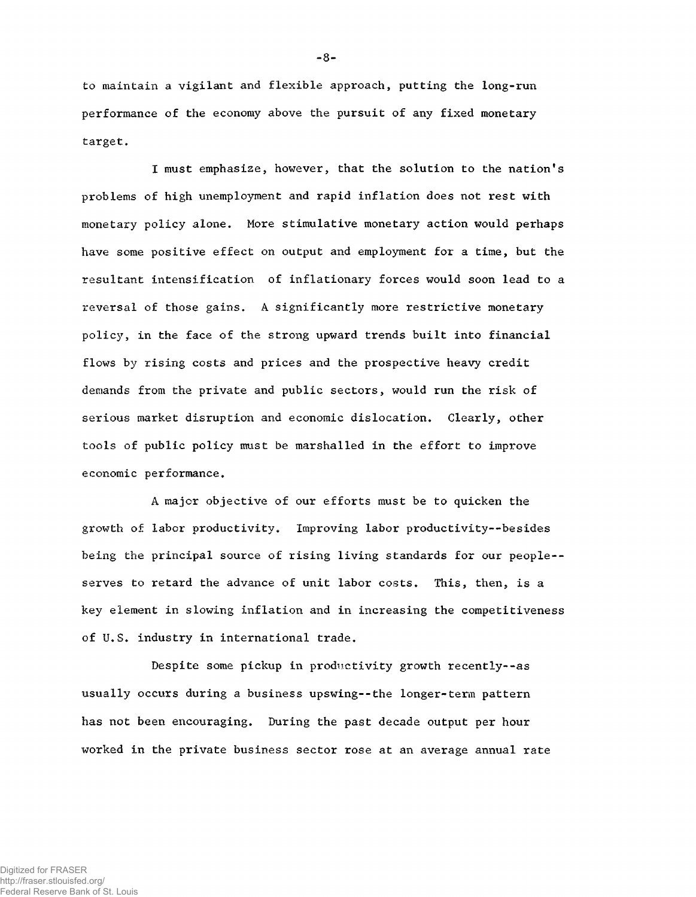to maintain a vigilant and flexible approach, putting the long-run performance of the economy above the pursuit of any fixed monetary target.

I must emphasize, however, that the solution to the nation's problems of high unemployment and rapid inflation does not rest with monetary policy alone. More stimulative monetary action would perhaps have some positive effect on output and employment for a time, but the resultant intensification of inflationary forces would soon lead to a reversal of those gains. A significantly more restrictive monetary policy, in the face of the strong upward trends built into financial flows by rising costs and prices and the prospective heavy credit demands from the private and public sectors, would run the risk of serious market disruption and economic dislocation. Clearly, other tools of public policy must be marshalled in the effort to improve economic performance.

A major objective of our efforts must be to quicken the growth of labor productivity. Improving labor productivity--besides being the principal source of rising living standards for our people--serves to retard the advance of unit labor costs. This, then, is a key element in slowing inflation and in increasing the competitiveness of U.S. industry in international trade.

Despite some pickup in productivity growth recently--as usually occurs during a business upswing--the longer-term pattern has not been encouraging. During the past decade output per hour worked in the private business sector rose at an average annual rate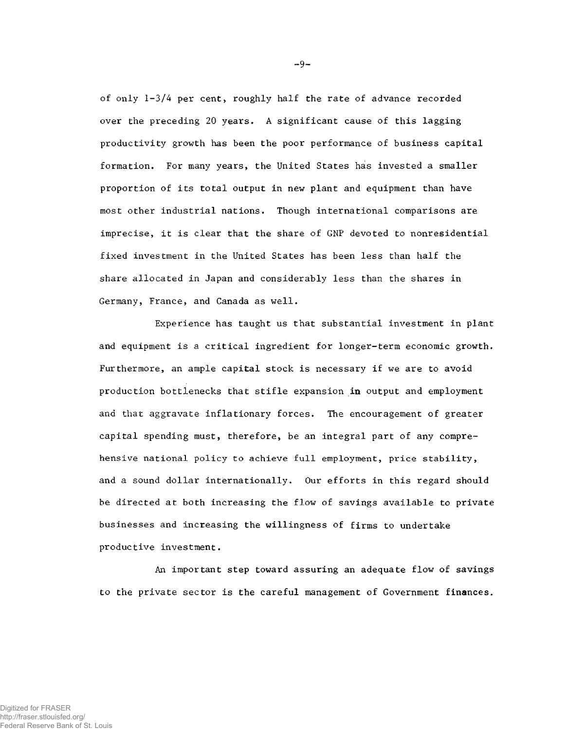of only 1-3/4 per cent, roughly half the rate of advance recorded over the preceding 20 years. A significant cause of this lagging productivity growth has been the poor performance of business capital formation. For many years, the United States has invested a smaller proportion of its total output in new plant and equipment than have most other industrial nations. Though international comparisons are imprecise, it is clear that the share of GNP devoted to nonresidential fixed investment in the United States has been less than half the share allocated in Japan and considerably less than the shares in Germany, France, and Canada as well.

Experience has taught us that substantial investment in plant and equipment is a critical ingredient for longer-term economic growth. Furthermore, an ample capital stock is necessary if we are to avoid production bottlenecks that stifle expansion in output and employment and that aggravate inflationary forces. The encouragement of greater capital spending must, therefore, be an integral part of any comprehensive national policy to achieve full employment, price stability, and a sound dollar internationally. Our efforts in this regard should be directed at both increasing the flow of savings available to private businesses and increasing the willingness of firms to undertake productive investment.

An important step toward assuring an adequate flow of savings to the private sector is the careful management of Government finances.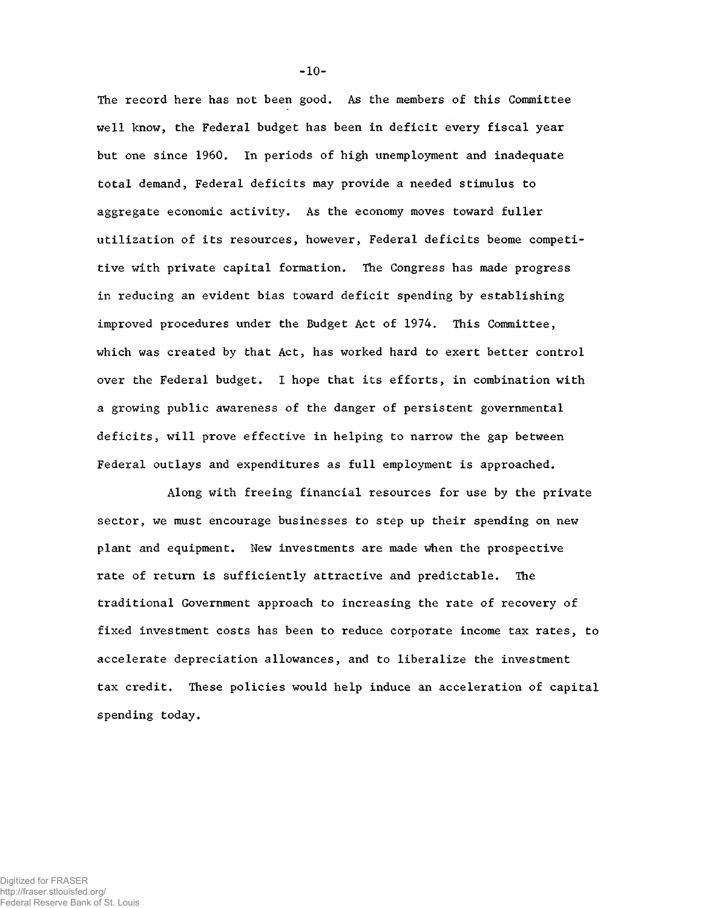The record here has not been good. As the members of this Committee well know, the Federal budget has been in deficit every fiscal year but one since 1960. In periods of high unemployment and inadequate total demand, Federal deficits may provide a needed stimulus to aggregate economic activity. As the economy moves toward fuller utilization of its resources, however, Federal deficits beome competitive with private capital formation. The Congress has made progress in reducing an evident bias toward deficit spending by establishing improved procedures under the Budget Act of 1974. This Committee, which was created by that Act, has worked hard to exert better control over the Federal budget. I hope that its efforts, in combination with a growing public awareness of the danger of persistent governmental deficits, will prove effective in helping to narrow the gap between Federal outlays and expenditures as full employment is approached.

Along with freeing financial resources for use by the private sector, we must encourage businesses to step up their spending on new plant and equipment. New investments are made when the prospective rate of return is sufficiently attractive and predictable. The traditional Government approach to increasing the rate of recovery of fixed investment costs has been to reduce corporate income tax rates, to accelerate depreciation allowances, and to liberalize the investment tax credit. These policies would help induce an acceleration of capital spending today.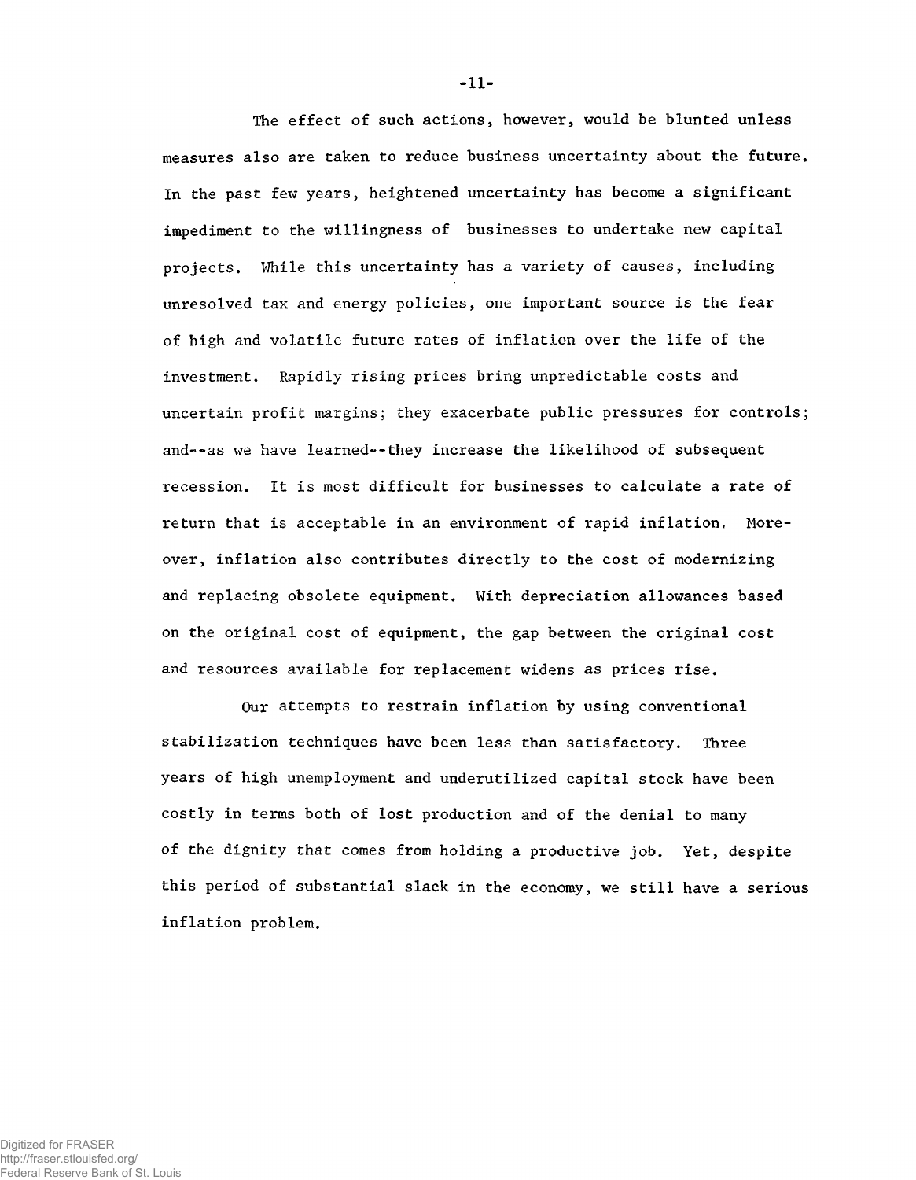The effect of such actions, however, would be blunted unless measures also are taken to reduce business uncertainty about the future. In the past few years, heightened uncertainty has become a significant impediment to the willingness of businesses to undertake new capital projects. While this uncertainty has a variety of causes, including unresolved tax and energy policies, one important source is the fear of high and volatile future rates of inflation over the life of the investment. Rapidly rising prices bring unpredictable costs and uncertain profit margins; they exacerbate public pressures for controls; and--as we have learned--they increase the likelihood of subsequent recession. It is most difficult for businesses to calculate a rate of return that is acceptable in an environment of rapid inflation. Moreover, inflation also contributes directly to the cost of modernizing and replacing obsolete equipment. With depreciation allowances based on the original cost of equipment, the gap between the original cost and resources available for replacement widens as prices rise.

Our attempts to restrain inflation by using conventional stabilization techniques have been less than satisfactory. Three years of high unemployment and underutilized capital stock have been costly in terms both of lost production and of the denial to many of the dignity that comes from holding a productive job. Yet, despite this period of substantial slack in the economy, we still have a serious inflation problem.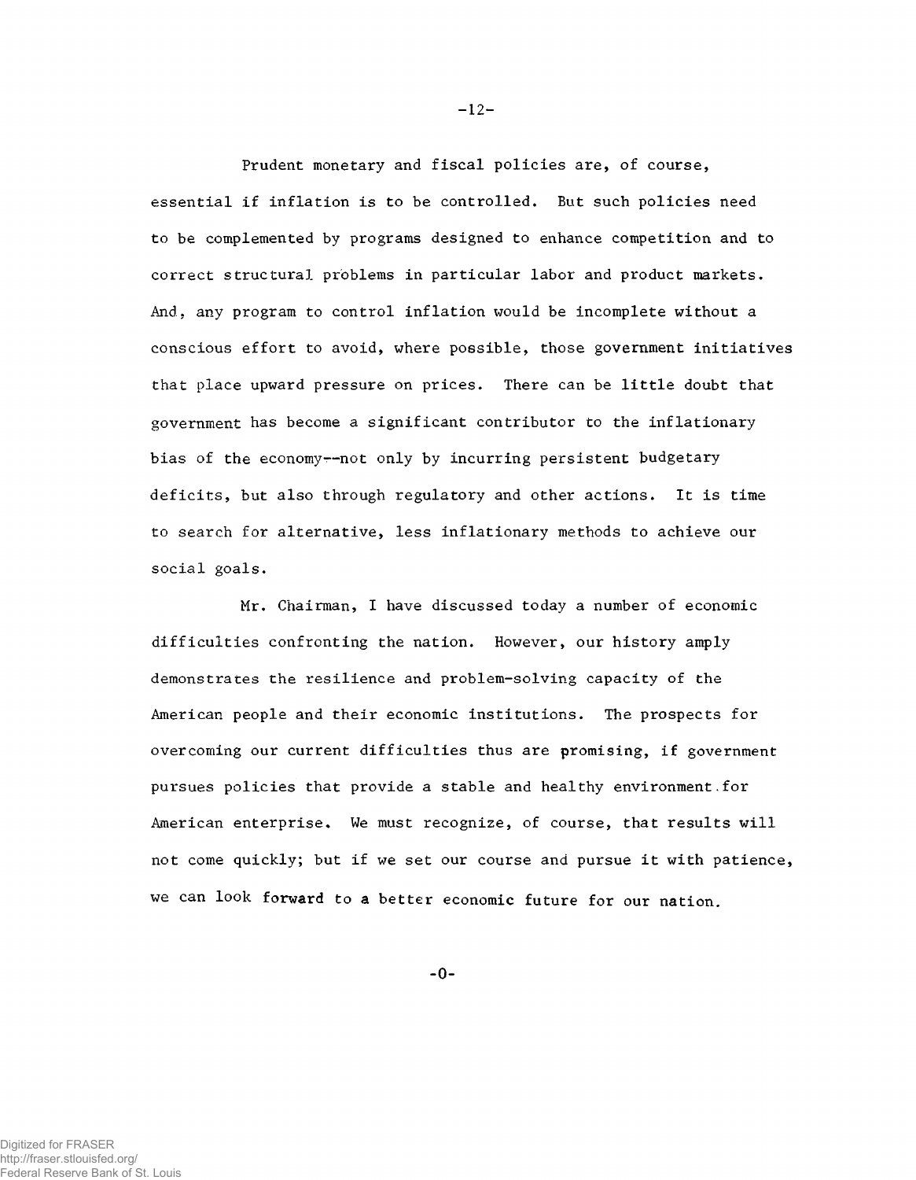Prudent monetary and fiscal policies are, of course, essential if inflation is to be controlled. But such policies need to be complemented by programs designed to enhance competition and to correct structural problems in particular labor and product markets. And, any program to control inflation would be incomplete without a conscious effort to avoid, where possible, those government initiatives that place upward pressure on prices. There can be little doubt that government has become a significant contributor to the inflationary bias of the economy--not only by incurring persistent budgetary deficits, but also through regulatory and other actions. It is time to search for alternative, less inflationary methods to achieve our social goals.

Mr. Chairman, I have discussed today a number of economic difficulties confronting the nation. However, our history amply demonstrates the resilience and problem-solving capacity of the American people and their economic institutions. The prospects for overcoming our current difficulties thus are promising, if government pursues policies that provide a stable and healthy environment for American enterprise. We must recognize, of course, that results will not come quickly; but if we set our course and pursue it with patience, we can look forward to a better economic future for our nation.

-0-